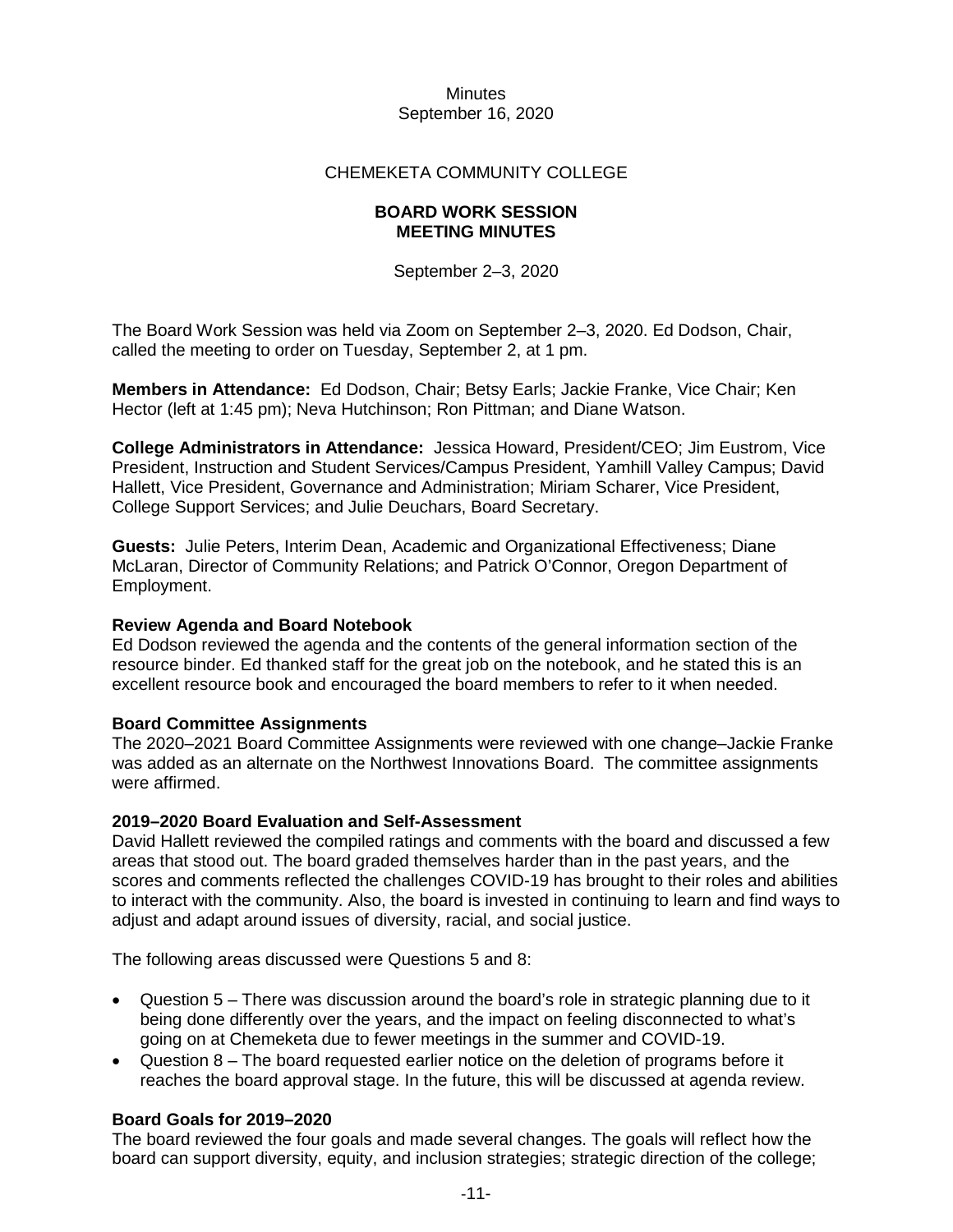Minutes
September 16, 2020

CHEMEKETA COMMUNITY COLLEGE

**BOARD WORK SESSION**
**MEETING MINUTES**

September 2–3, 2020

The Board Work Session was held via Zoom on September 2–3, 2020. Ed Dodson, Chair, called the meeting to order on Tuesday, September 2, at 1 pm.

**Members in Attendance:** Ed Dodson, Chair; Betsy Earls; Jackie Franke, Vice Chair; Ken Hector (left at 1:45 pm); Neva Hutchinson; Ron Pittman; and Diane Watson.

**College Administrators in Attendance:** Jessica Howard, President/CEO; Jim Eustrom, Vice President, Instruction and Student Services/Campus President, Yamhill Valley Campus; David Hallett, Vice President, Governance and Administration; Miriam Scharer, Vice President, College Support Services; and Julie Deuchars, Board Secretary.

**Guests:** Julie Peters, Interim Dean, Academic and Organizational Effectiveness; Diane McLaran, Director of Community Relations; and Patrick O'Connor, Oregon Department of Employment.

**Review Agenda and Board Notebook**

Ed Dodson reviewed the agenda and the contents of the general information section of the resource binder. Ed thanked staff for the great job on the notebook, and he stated this is an excellent resource book and encouraged the board members to refer to it when needed.

**Board Committee Assignments**

The 2020–2021 Board Committee Assignments were reviewed with one change–Jackie Franke was added as an alternate on the Northwest Innovations Board. The committee assignments were affirmed.

**2019–2020 Board Evaluation and Self-Assessment**

David Hallett reviewed the compiled ratings and comments with the board and discussed a few areas that stood out. The board graded themselves harder than in the past years, and the scores and comments reflected the challenges COVID-19 has brought to their roles and abilities to interact with the community. Also, the board is invested in continuing to learn and find ways to adjust and adapt around issues of diversity, racial, and social justice.

The following areas discussed were Questions 5 and 8:

- Question 5 – There was discussion around the board's role in strategic planning due to it being done differently over the years, and the impact on feeling disconnected to what's going on at Chemeketa due to fewer meetings in the summer and COVID-19.
- Question 8 – The board requested earlier notice on the deletion of programs before it reaches the board approval stage. In the future, this will be discussed at agenda review.

**Board Goals for 2019–2020**

The board reviewed the four goals and made several changes. The goals will reflect how the board can support diversity, equity, and inclusion strategies; strategic direction of the college;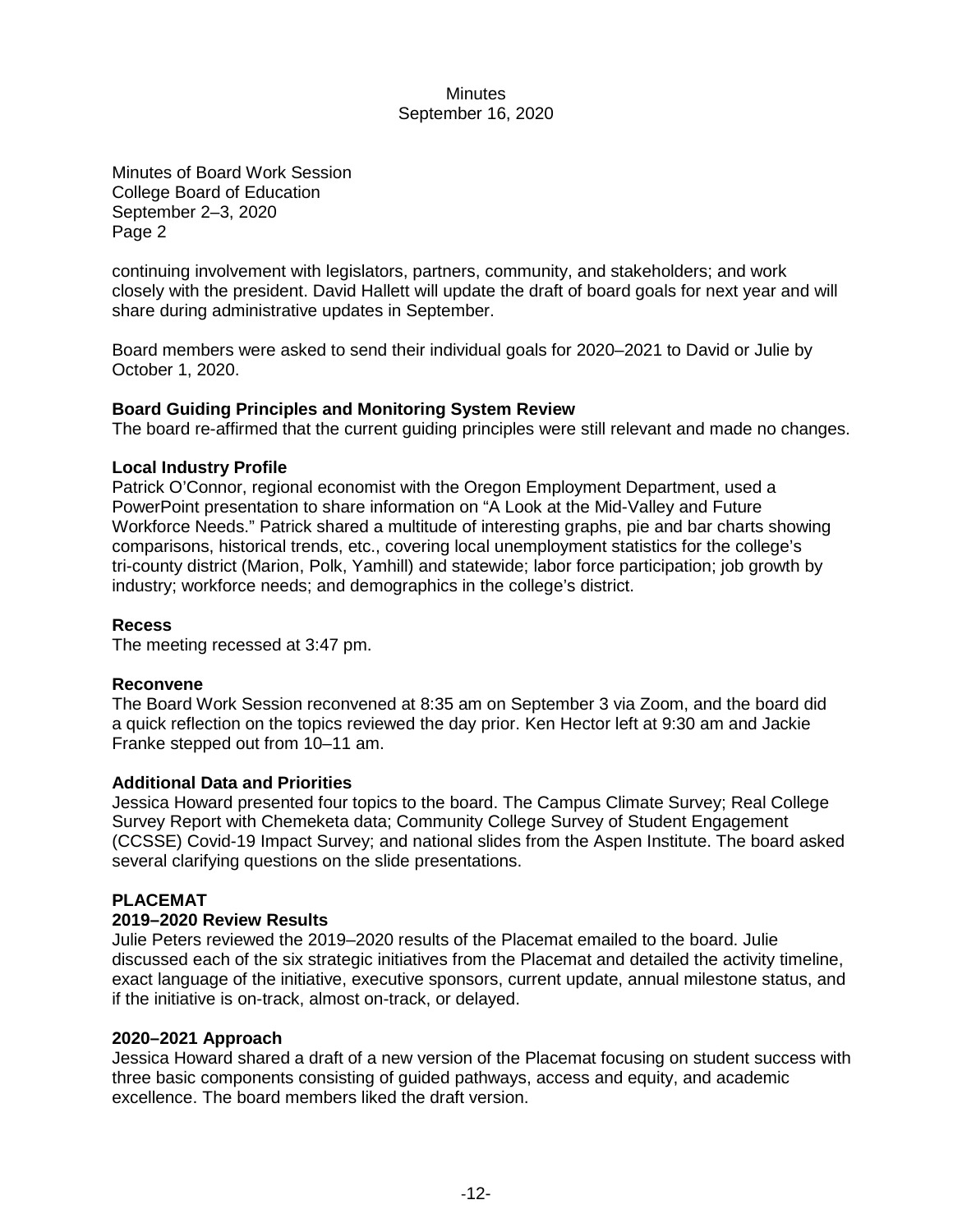Minutes of Board Work Session
College Board of Education
September 2–3, 2020
Page 2

continuing involvement with legislators, partners, community, and stakeholders; and work closely with the president. David Hallett will update the draft of board goals for next year and will share during administrative updates in September.

Board members were asked to send their individual goals for 2020–2021 to David or Julie by October 1, 2020.

**Board Guiding Principles and Monitoring System Review**
The board re-affirmed that the current guiding principles were still relevant and made no changes.

**Local Industry Profile**
Patrick O'Connor, regional economist with the Oregon Employment Department, used a PowerPoint presentation to share information on "A Look at the Mid-Valley and Future Workforce Needs." Patrick shared a multitude of interesting graphs, pie and bar charts showing comparisons, historical trends, etc., covering local unemployment statistics for the college's tri-county district (Marion, Polk, Yamhill) and statewide; labor force participation; job growth by industry; workforce needs; and demographics in the college's district.

**Recess**
The meeting recessed at 3:47 pm.

**Reconvene**
The Board Work Session reconvened at 8:35 am on September 3 via Zoom, and the board did a quick reflection on the topics reviewed the day prior. Ken Hector left at 9:30 am and Jackie Franke stepped out from 10–11 am.

**Additional Data and Priorities**
Jessica Howard presented four topics to the board. The Campus Climate Survey; Real College Survey Report with Chemeketa data; Community College Survey of Student Engagement (CCSSE) Covid-19 Impact Survey; and national slides from the Aspen Institute. The board asked several clarifying questions on the slide presentations.

**PLACEMAT**

**2019–2020 Review Results**
Julie Peters reviewed the 2019–2020 results of the Placemat emailed to the board. Julie discussed each of the six strategic initiatives from the Placemat and detailed the activity timeline, exact language of the initiative, executive sponsors, current update, annual milestone status, and if the initiative is on-track, almost on-track, or delayed.

**2020–2021 Approach**
Jessica Howard shared a draft of a new version of the Placemat focusing on student success with three basic components consisting of guided pathways, access and equity, and academic excellence. The board members liked the draft version.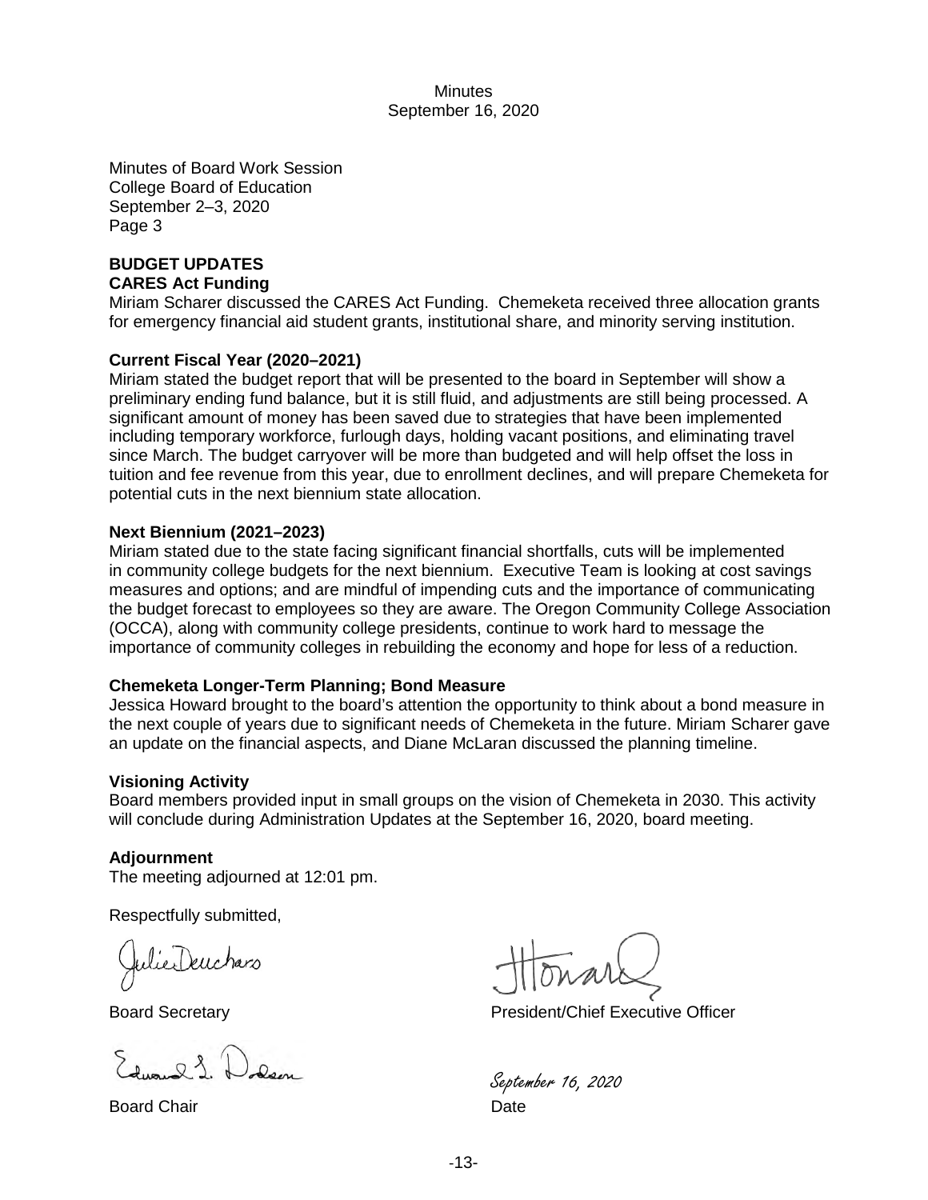Minutes
September 16, 2020

Minutes of Board Work Session
College Board of Education
September 2–3, 2020
Page 3

## BUDGET UPDATES

### CARES Act Funding

Miriam Scharer discussed the CARES Act Funding. Chemeketa received three allocation grants for emergency financial aid student grants, institutional share, and minority serving institution.

### Current Fiscal Year (2020–2021)

Miriam stated the budget report that will be presented to the board in September will show a preliminary ending fund balance, but it is still fluid, and adjustments are still being processed. A significant amount of money has been saved due to strategies that have been implemented including temporary workforce, furlough days, holding vacant positions, and eliminating travel since March. The budget carryover will be more than budgeted and will help offset the loss in tuition and fee revenue from this year, due to enrollment declines, and will prepare Chemeketa for potential cuts in the next biennium state allocation.

### Next Biennium (2021–2023)

Miriam stated due to the state facing significant financial shortfalls, cuts will be implemented in community college budgets for the next biennium. Executive Team is looking at cost savings measures and options; and are mindful of impending cuts and the importance of communicating the budget forecast to employees so they are aware. The Oregon Community College Association (OCCA), along with community college presidents, continue to work hard to message the importance of community colleges in rebuilding the economy and hope for less of a reduction.

### Chemeketa Longer-Term Planning; Bond Measure

Jessica Howard brought to the board's attention the opportunity to think about a bond measure in the next couple of years due to significant needs of Chemeketa in the future. Miriam Scharer gave an update on the financial aspects, and Diane McLaran discussed the planning timeline.

### Visioning Activity

Board members provided input in small groups on the vision of Chemeketa in 2030. This activity will conclude during Administration Updates at the September 16, 2020, board meeting.

### Adjournment

The meeting adjourned at 12:01 pm.

Respectfully submitted,

Julie Deuchars
Board Secretary

JHoward
President/Chief Executive Officer

Edward J. Dodson
Board Chair

September 16, 2020
Date